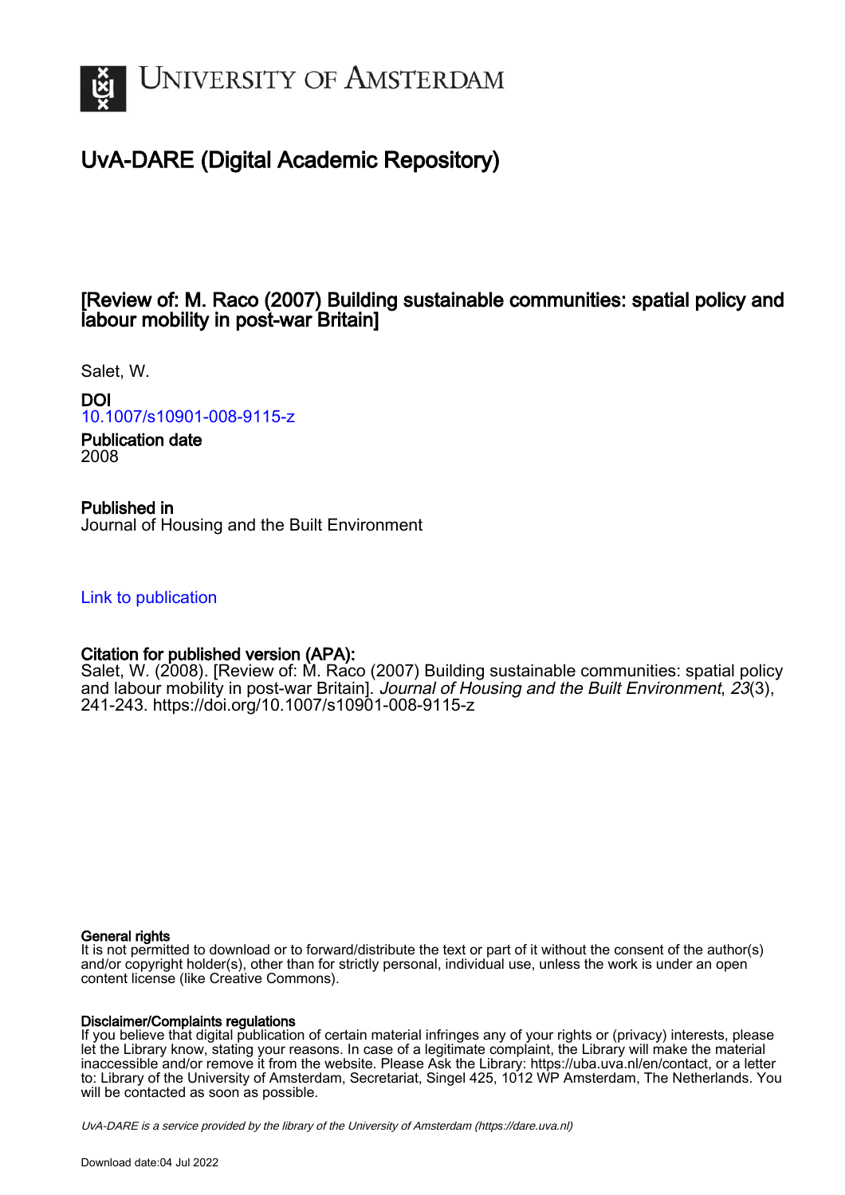# UvA-DARE (Digital Academic Repository)

## [Review of: M. Raco (2007) Building sustainable communities: spatial policy and labour mobility in post-war Britain]

Salet, W.

**DOI**
10.1007/s10901-008-9115-z

**Publication date**
2008

**Published in**
Journal of Housing and the Built Environment

Link to publication

**Citation for published version (APA):**
Salet, W. (2008). [Review of: M. Raco (2007) Building sustainable communities: spatial policy and labour mobility in post-war Britain]. *Journal of Housing and the Built Environment*, *23*(3), 241-243. https://doi.org/10.1007/s10901-008-9115-z

**General rights**
It is not permitted to download or to forward/distribute the text or part of it without the consent of the author(s) and/or copyright holder(s), other than for strictly personal, individual use, unless the work is under an open content license (like Creative Commons).

**Disclaimer/Complaints regulations**
If you believe that digital publication of certain material infringes any of your rights or (privacy) interests, please let the Library know, stating your reasons. In case of a legitimate complaint, the Library will make the material inaccessible and/or remove it from the website. Please Ask the Library: https://uba.uva.nl/en/contact, or a letter to: Library of the University of Amsterdam, Secretariat, Singel 425, 1012 WP Amsterdam, The Netherlands. You will be contacted as soon as possible.

*UvA-DARE is a service provided by the library of the University of Amsterdam (https://dare.uva.nl)*

Download date:04 Jul 2022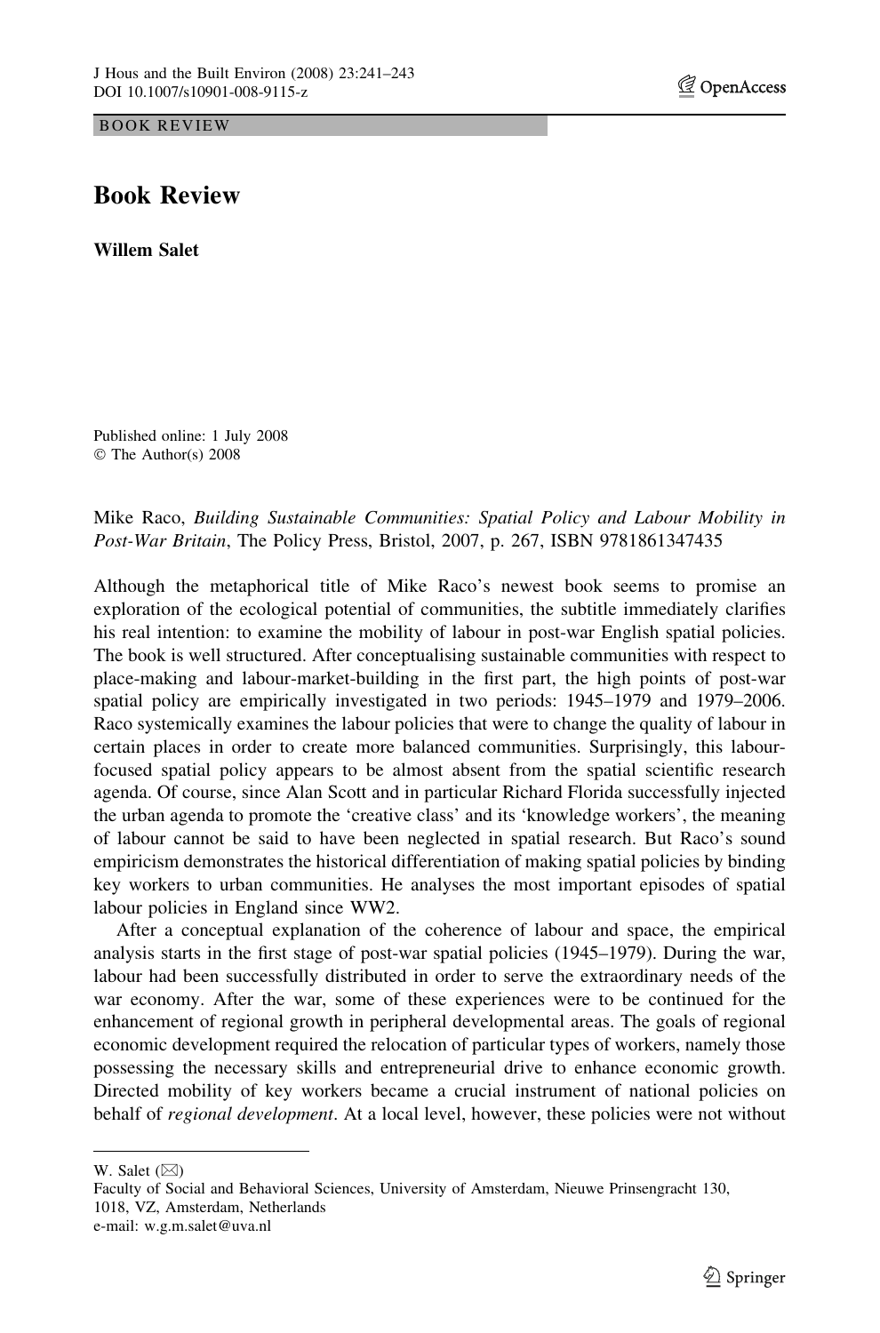BOOK REVIEW

# Book Review

**Willem Salet**

Published online: 1 July 2008
© The Author(s) 2008

Mike Raco, *Building Sustainable Communities: Spatial Policy and Labour Mobility in Post-War Britain*, The Policy Press, Bristol, 2007, p. 267, ISBN 9781861347435

Although the metaphorical title of Mike Raco's newest book seems to promise an exploration of the ecological potential of communities, the subtitle immediately clarifies his real intention: to examine the mobility of labour in post-war English spatial policies. The book is well structured. After conceptualising sustainable communities with respect to place-making and labour-market-building in the first part, the high points of post-war spatial policy are empirically investigated in two periods: 1945–1979 and 1979–2006. Raco systemically examines the labour policies that were to change the quality of labour in certain places in order to create more balanced communities. Surprisingly, this labour-focused spatial policy appears to be almost absent from the spatial scientific research agenda. Of course, since Alan Scott and in particular Richard Florida successfully injected the urban agenda to promote the 'creative class' and its 'knowledge workers', the meaning of labour cannot be said to have been neglected in spatial research. But Raco's sound empiricism demonstrates the historical differentiation of making spatial policies by binding key workers to urban communities. He analyses the most important episodes of spatial labour policies in England since WW2.

After a conceptual explanation of the coherence of labour and space, the empirical analysis starts in the first stage of post-war spatial policies (1945–1979). During the war, labour had been successfully distributed in order to serve the extraordinary needs of the war economy. After the war, some of these experiences were to be continued for the enhancement of regional growth in peripheral developmental areas. The goals of regional economic development required the relocation of particular types of workers, namely those possessing the necessary skills and entrepreneurial drive to enhance economic growth. Directed mobility of key workers became a crucial instrument of national policies on behalf of *regional development*. At a local level, however, these policies were not without

W. Salet (✉)
Faculty of Social and Behavioral Sciences, University of Amsterdam, Nieuwe Prinsengracht 130, 1018, VZ, Amsterdam, Netherlands
e-mail: w.g.m.salet@uva.nl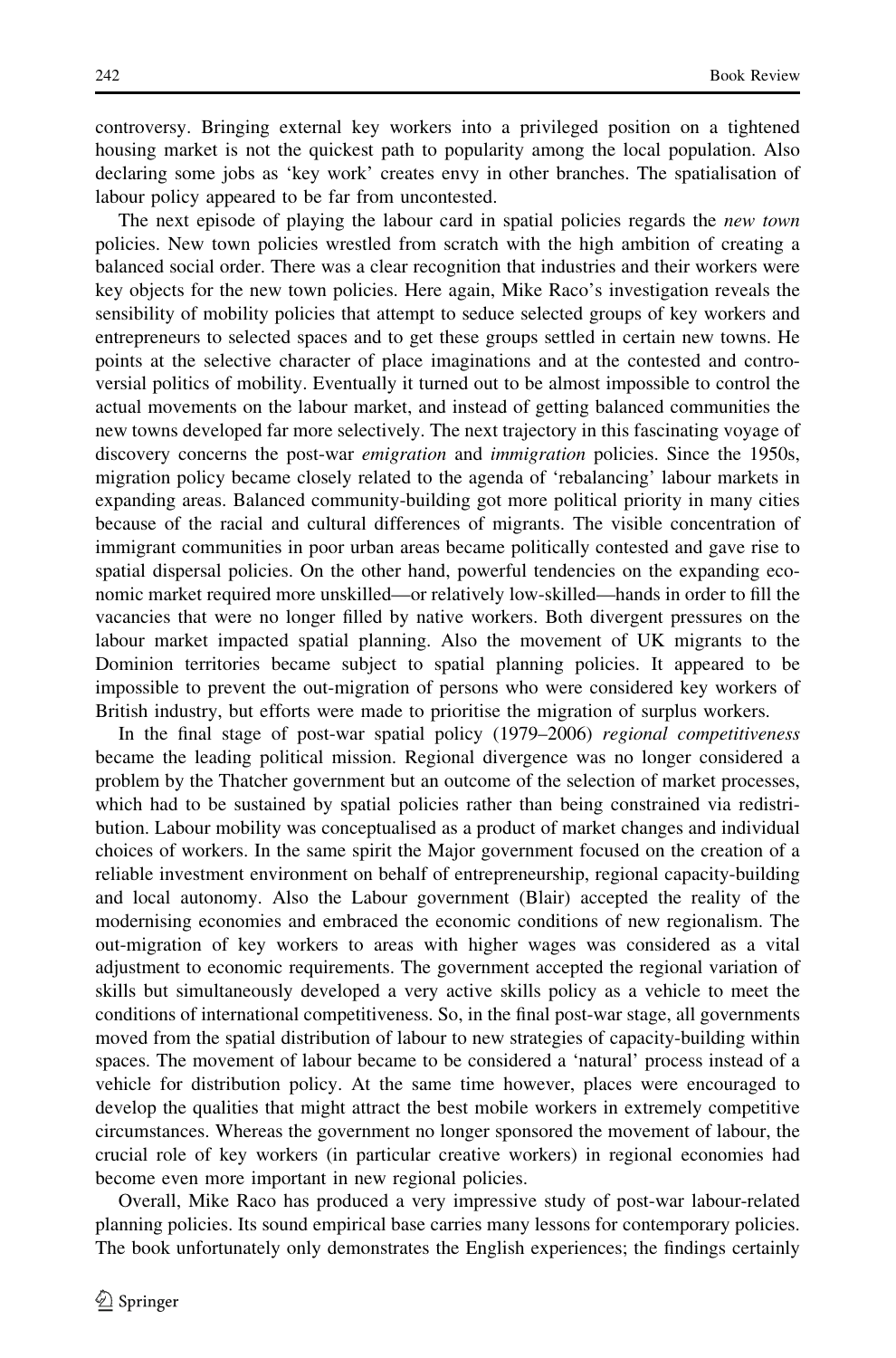controversy. Bringing external key workers into a privileged position on a tightened housing market is not the quickest path to popularity among the local population. Also declaring some jobs as 'key work' creates envy in other branches. The spatialisation of labour policy appeared to be far from uncontested.

The next episode of playing the labour card in spatial policies regards the *new town* policies. New town policies wrestled from scratch with the high ambition of creating a balanced social order. There was a clear recognition that industries and their workers were key objects for the new town policies. Here again, Mike Raco's investigation reveals the sensibility of mobility policies that attempt to seduce selected groups of key workers and entrepreneurs to selected spaces and to get these groups settled in certain new towns. He points at the selective character of place imaginations and at the contested and controversial politics of mobility. Eventually it turned out to be almost impossible to control the actual movements on the labour market, and instead of getting balanced communities the new towns developed far more selectively. The next trajectory in this fascinating voyage of discovery concerns the post-war *emigration* and *immigration* policies. Since the 1950s, migration policy became closely related to the agenda of 'rebalancing' labour markets in expanding areas. Balanced community-building got more political priority in many cities because of the racial and cultural differences of migrants. The visible concentration of immigrant communities in poor urban areas became politically contested and gave rise to spatial dispersal policies. On the other hand, powerful tendencies on the expanding economic market required more unskilled—or relatively low-skilled—hands in order to fill the vacancies that were no longer filled by native workers. Both divergent pressures on the labour market impacted spatial planning. Also the movement of UK migrants to the Dominion territories became subject to spatial planning policies. It appeared to be impossible to prevent the out-migration of persons who were considered key workers of British industry, but efforts were made to prioritise the migration of surplus workers.

In the final stage of post-war spatial policy (1979–2006) *regional competitiveness* became the leading political mission. Regional divergence was no longer considered a problem by the Thatcher government but an outcome of the selection of market processes, which had to be sustained by spatial policies rather than being constrained via redistribution. Labour mobility was conceptualised as a product of market changes and individual choices of workers. In the same spirit the Major government focused on the creation of a reliable investment environment on behalf of entrepreneurship, regional capacity-building and local autonomy. Also the Labour government (Blair) accepted the reality of the modernising economies and embraced the economic conditions of new regionalism. The out-migration of key workers to areas with higher wages was considered as a vital adjustment to economic requirements. The government accepted the regional variation of skills but simultaneously developed a very active skills policy as a vehicle to meet the conditions of international competitiveness. So, in the final post-war stage, all governments moved from the spatial distribution of labour to new strategies of capacity-building within spaces. The movement of labour became to be considered a 'natural' process instead of a vehicle for distribution policy. At the same time however, places were encouraged to develop the qualities that might attract the best mobile workers in extremely competitive circumstances. Whereas the government no longer sponsored the movement of labour, the crucial role of key workers (in particular creative workers) in regional economies had become even more important in new regional policies.

Overall, Mike Raco has produced a very impressive study of post-war labour-related planning policies. Its sound empirical base carries many lessons for contemporary policies. The book unfortunately only demonstrates the English experiences; the findings certainly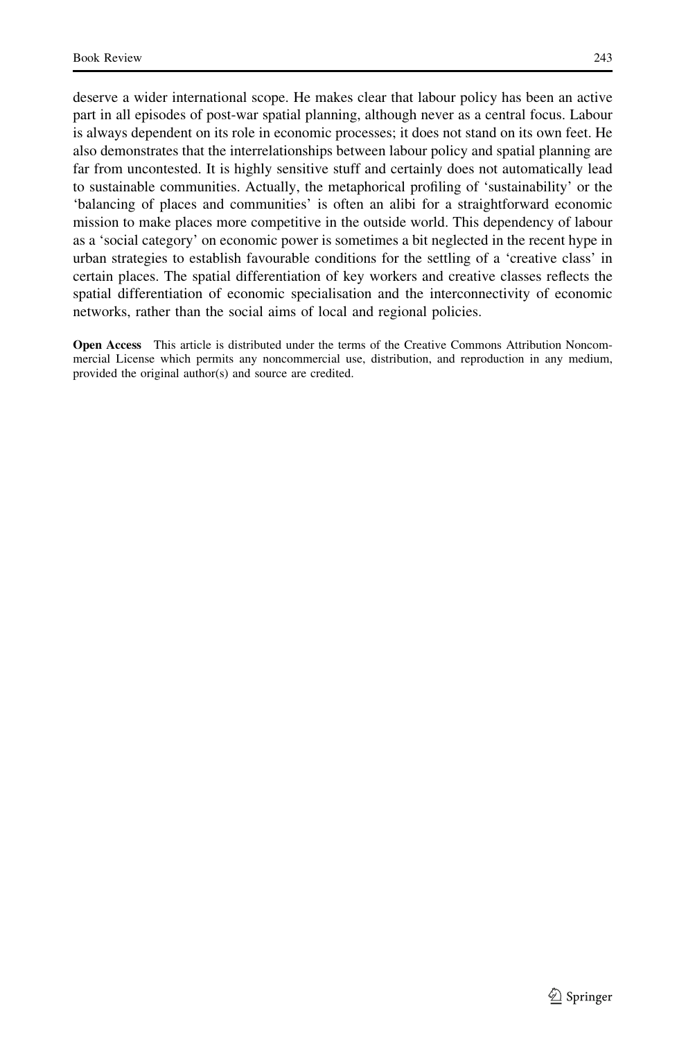deserve a wider international scope. He makes clear that labour policy has been an active part in all episodes of post-war spatial planning, although never as a central focus. Labour is always dependent on its role in economic processes; it does not stand on its own feet. He also demonstrates that the interrelationships between labour policy and spatial planning are far from uncontested. It is highly sensitive stuff and certainly does not automatically lead to sustainable communities. Actually, the metaphorical profiling of 'sustainability' or the 'balancing of places and communities' is often an alibi for a straightforward economic mission to make places more competitive in the outside world. This dependency of labour as a 'social category' on economic power is sometimes a bit neglected in the recent hype in urban strategies to establish favourable conditions for the settling of a 'creative class' in certain places. The spatial differentiation of key workers and creative classes reflects the spatial differentiation of economic specialisation and the interconnectivity of economic networks, rather than the social aims of local and regional policies.

**Open Access** This article is distributed under the terms of the Creative Commons Attribution Noncommercial License which permits any noncommercial use, distribution, and reproduction in any medium, provided the original author(s) and source are credited.